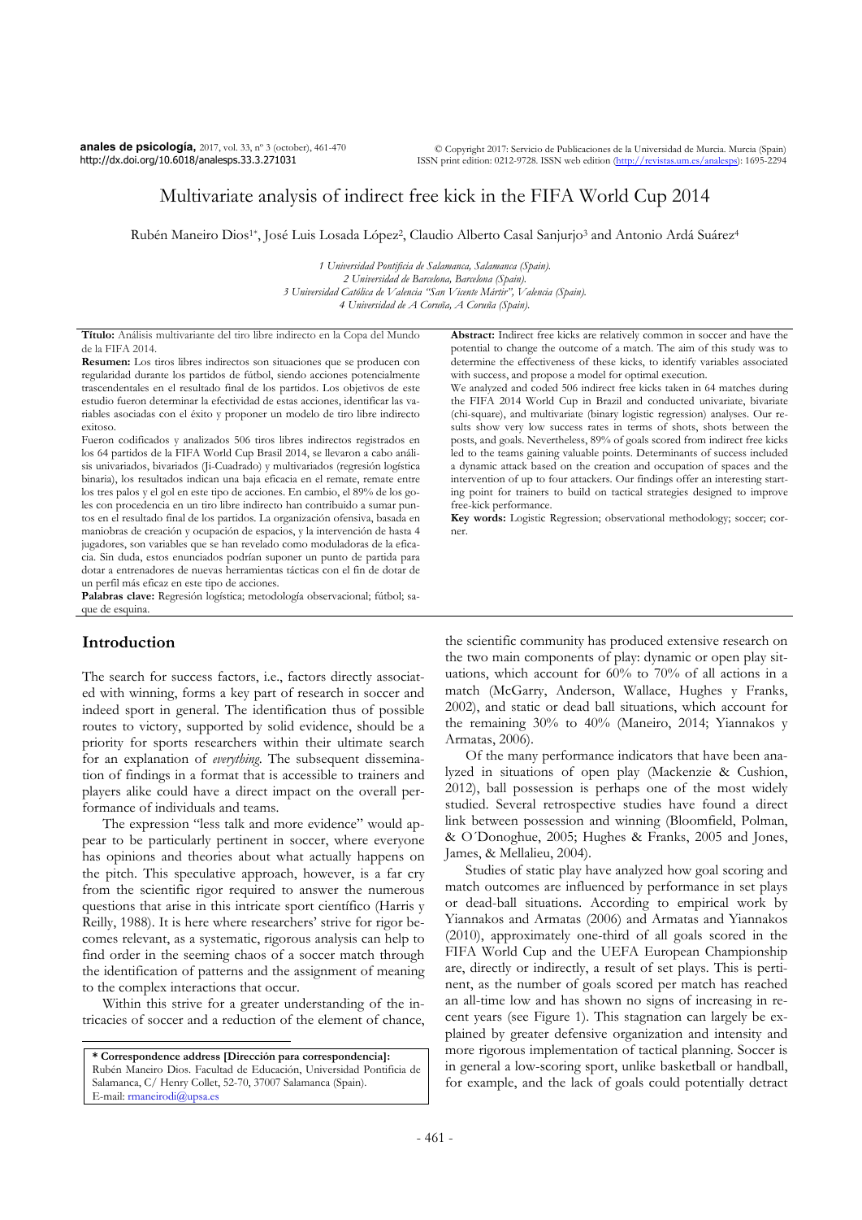# Multivariate analysis of indirect free kick in the FIFA World Cup 2014

Rubén Maneiro Dios[1*], José Luis Losada López[2], Claudio Alberto Casal Sanjurjo[3] and Antonio Ardá Suárez[4]

*1 Universidad Pontificia de Salamanca, Salamanca (Spain).*
*2 Universidad de Barcelona, Barcelona (Spain).*
*3 Universidad Católica de Valencia "San Vicente Mártir", Valencia (Spain).*
*4 Universidad de A Coruña, A Coruña (Spain).*

**Título:** Análisis multivariante del tiro libre indirecto en la Copa del Mundo de la FIFA 2014.

**Resumen:** Los tiros libres indirectos son situaciones que se producen con regularidad durante los partidos de fútbol, siendo acciones potencialmente trascendentales en el resultado final de los partidos. Los objetivos de este estudio fueron determinar la efectividad de estas acciones, identificar las variables asociadas con el éxito y proponer un modelo de tiro libre indirecto exitoso.

Fueron codificados y analizados 506 tiros libres indirectos registrados en los 64 partidos de la FIFA World Cup Brasil 2014, se llevaron a cabo análisis univariados, bivariados (Ji-Cuadrado) y multivariados (regresión logística binaria), los resultados indican una baja eficacia en el remate, remate entre los tres palos y el gol en este tipo de acciones. En cambio, el 89% de los goles con procedencia en un tiro libre indirecto han contribuido a sumar puntos en el resultado final de los partidos. La organización ofensiva, basada en maniobras de creación y ocupación de espacios, y la intervención de hasta 4 jugadores, son variables que se han revelado como moduladoras de la eficacia. Sin duda, estos enunciados podrían suponer un punto de partida para dotar a entrenadores de nuevas herramientas tácticas con el fin de dotar de un perfil más eficaz en este tipo de acciones.

**Palabras clave:** Regresión logística; metodología observacional; fútbol; saque de esquina.

**Abstract:** Indirect free kicks are relatively common in soccer and have the potential to change the outcome of a match. The aim of this study was to determine the effectiveness of these kicks, to identify variables associated with success, and propose a model for optimal execution.

We analyzed and coded 506 indirect free kicks taken in 64 matches during the FIFA 2014 World Cup in Brazil and conducted univariate, bivariate (chi-square), and multivariate (binary logistic regression) analyses. Our results show very low success rates in terms of shots, shots between the posts, and goals. Nevertheless, 89% of goals scored from indirect free kicks led to the teams gaining valuable points. Determinants of success included a dynamic attack based on the creation and occupation of spaces and the intervention of up to four attackers. Our findings offer an interesting starting point for trainers to build on tactical strategies designed to improve free-kick performance.

**Key words:** Logistic Regression; observational methodology; soccer; corner.

## Introduction

The search for success factors, i.e., factors directly associated with winning, forms a key part of research in soccer and indeed sport in general. The identification thus of possible routes to victory, supported by solid evidence, should be a priority for sports researchers within their ultimate search for an explanation of *everything*. The subsequent dissemination of findings in a format that is accessible to trainers and players alike could have a direct impact on the overall performance of individuals and teams.

The expression "less talk and more evidence" would appear to be particularly pertinent in soccer, where everyone has opinions and theories about what actually happens on the pitch. This speculative approach, however, is a far cry from the scientific rigor required to answer the numerous questions that arise in this intricate sport científico (Harris y Reilly, 1988). It is here where researchers' strive for rigor becomes relevant, as a systematic, rigorous analysis can help to find order in the seeming chaos of a soccer match through the identification of patterns and the assignment of meaning to the complex interactions that occur.

Within this strive for a greater understanding of the intricacies of soccer and a reduction of the element of chance, the scientific community has produced extensive research on the two main components of play: dynamic or open play situations, which account for 60% to 70% of all actions in a match (McGarry, Anderson, Wallace, Hughes y Franks, 2002), and static or dead ball situations, which account for the remaining 30% to 40% (Maneiro, 2014; Yiannakos y Armatas, 2006).

Of the many performance indicators that have been analyzed in situations of open play (Mackenzie & Cushion, 2012), ball possession is perhaps one of the most widely studied. Several retrospective studies have found a direct link between possession and winning (Bloomfield, Polman, & O´Donoghue, 2005; Hughes & Franks, 2005 and Jones, James, & Mellalieu, 2004).

Studies of static play have analyzed how goal scoring and match outcomes are influenced by performance in set plays or dead-ball situations. According to empirical work by Yiannakos and Armatas (2006) and Armatas and Yiannakos (2010), approximately one-third of all goals scored in the FIFA World Cup and the UEFA European Championship are, directly or indirectly, a result of set plays. This is pertinent, as the number of goals scored per match has reached an all-time low and has shown no signs of increasing in recent years (see Figure 1). This stagnation can largely be explained by greater defensive organization and intensity and more rigorous implementation of tactical planning. Soccer is in general a low-scoring sport, unlike basketball or handball, for example, and the lack of goals could potentially detract

---

**\* Correspondence address [Dirección para correspondencia]:**
Rubén Maneiro Dios. Facultad de Educación, Universidad Pontificia de Salamanca, C/ Henry Collet, 52-70, 37007 Salamanca (Spain).
E-mail: rmaneirodi@upsa.es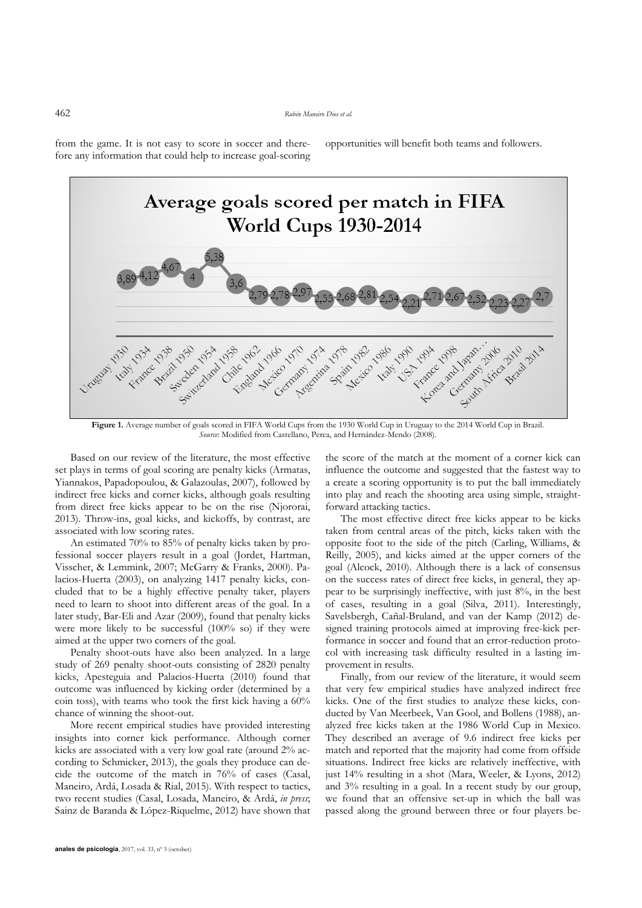from the game. It is not easy to score in soccer and therefore any information that could help to increase goal-scoring opportunities will benefit both teams and followers.

**Figure 1.** Average number of goals scored in FIFA World Cups from the 1930 World Cup in Uruguay to the 2014 World Cup in Brazil. *Source*: Modified from Castellano, Perea, and Hernández-Mendo (2008).

Based on our review of the literature, the most effective set plays in terms of goal scoring are penalty kicks (Armatas, Yiannakos, Papadopoulou, & Galazoulas, 2007), followed by indirect free kicks and corner kicks, although goals resulting from direct free kicks appear to be on the rise (Njororai, 2013). Throw-ins, goal kicks, and kickoffs, by contrast, are associated with low scoring rates.

An estimated 70% to 85% of penalty kicks taken by professional soccer players result in a goal (Jordet, Hartman, Visscher, & Lemmink, 2007; McGarry & Franks, 2000). Palacios-Huerta (2003), on analyzing 1417 penalty kicks, concluded that to be a highly effective penalty taker, players need to learn to shoot into different areas of the goal. In a later study, Bar-Eli and Azar (2009), found that penalty kicks were more likely to be successful (100% so) if they were aimed at the upper two corners of the goal.

Penalty shoot-outs have also been analyzed. In a large study of 269 penalty shoot-outs consisting of 2820 penalty kicks, Apesteguia and Palacios-Huerta (2010) found that outcome was influenced by kicking order (determined by a coin toss), with teams who took the first kick having a 60% chance of winning the shoot-out.

More recent empirical studies have provided interesting insights into corner kick performance. Although corner kicks are associated with a very low goal rate (around 2% according to Schmicker, 2013), the goals they produce can decide the outcome of the match in 76% of cases (Casal, Maneiro, Ardá, Losada & Rial, 2015). With respect to tactics, two recent studies (Casal, Losada, Maneiro, & Ardá, *in press*; Sainz de Baranda & López-Riquelme, 2012) have shown that the score of the match at the moment of a corner kick can influence the outcome and suggested that the fastest way to a create a scoring opportunity is to put the ball immediately into play and reach the shooting area using simple, straightforward attacking tactics.

The most effective direct free kicks appear to be kicks taken from central areas of the pitch, kicks taken with the opposite foot to the side of the pitch (Carling, Williams, & Reilly, 2005), and kicks aimed at the upper corners of the goal (Alcock, 2010). Although there is a lack of consensus on the success rates of direct free kicks, in general, they appear to be surprisingly ineffective, with just 8%, in the best of cases, resulting in a goal (Silva, 2011). Interestingly, Savelsbergh, Cañal-Bruland, and van der Kamp (2012) designed training protocols aimed at improving free-kick performance in soccer and found that an error-reduction protocol with increasing task difficulty resulted in a lasting improvement in results.

Finally, from our review of the literature, it would seem that very few empirical studies have analyzed indirect free kicks. One of the first studies to analyze these kicks, conducted by Van Meerbeek, Van Gool, and Bollens (1988), analyzed free kicks taken at the 1986 World Cup in Mexico. They described an average of 9.6 indirect free kicks per match and reported that the majority had come from offside situations. Indirect free kicks are relatively ineffective, with just 14% resulting in a shot (Mara, Weeler, & Lyons, 2012) and 3% resulting in a goal. In a recent study by our group, we found that an offensive set-up in which the ball was passed along the ground between three or four players be-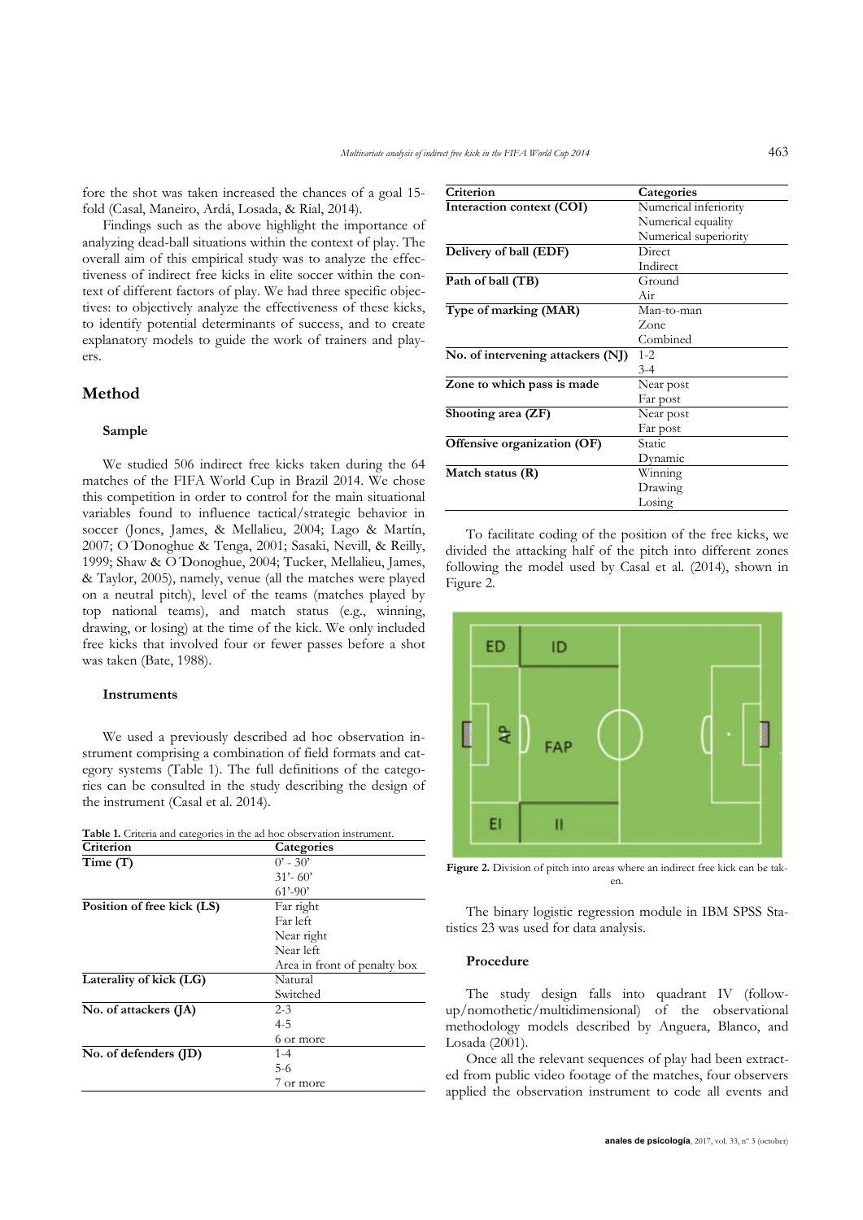fore the shot was taken increased the chances of a goal 15-fold (Casal, Maneiro, Ardá, Losada, & Rial, 2014).

Findings such as the above highlight the importance of analyzing dead-ball situations within the context of play. The overall aim of this empirical study was to analyze the effectiveness of indirect free kicks in elite soccer within the context of different factors of play. We had three specific objectives: to objectively analyze the effectiveness of these kicks, to identify potential determinants of success, and to create explanatory models to guide the work of trainers and players.

## Method

### Sample

We studied 506 indirect free kicks taken during the 64 matches of the FIFA World Cup in Brazil 2014. We chose this competition in order to control for the main situational variables found to influence tactical/strategic behavior in soccer (Jones, James, & Mellalieu, 2004; Lago & Martín, 2007; O´Donoghue & Tenga, 2001; Sasaki, Nevill, & Reilly, 1999; Shaw & O´Donoghue, 2004; Tucker, Mellalieu, James, & Taylor, 2005), namely, venue (all the matches were played on a neutral pitch), level of the teams (matches played by top national teams), and match status (e.g., winning, drawing, or losing) at the time of the kick. We only included free kicks that involved four or fewer passes before a shot was taken (Bate, 1988).

### Instruments

We used a previously described ad hoc observation instrument comprising a combination of field formats and category systems (Table 1). The full definitions of the categories can be consulted in the study describing the design of the instrument (Casal et al. 2014).

**Table 1.** Criteria and categories in the ad hoc observation instrument.

| Criterion | Categories |
|---|---|
| **Time (T)** | 0' - 30' |
| | 31'- 60' |
| | 61'-90' |
| **Position of free kick (LS)** | Far right |
| | Far left |
| | Near right |
| | Near left |
| | Area in front of penalty box |
| **Laterality of kick (LG)** | Natural |
| | Switched |
| **No. of attackers (JA)** | 2-3 |
| | 4-5 |
| | 6 or more |
| **No. of defenders (JD)** | 1-4 |
| | 5-6 |
| | 7 or more |
| **Interaction context (COI)** | Numerical inferiority |
| | Numerical equality |
| | Numerical superiority |
| **Delivery of ball (EDF)** | Direct |
| | Indirect |
| **Path of ball (TB)** | Ground |
| | Air |
| **Type of marking (MAR)** | Man-to-man |
| | Zone |
| | Combined |
| **No. of intervening attackers (NJ)** | 1-2 |
| | 3-4 |
| **Zone to which pass is made** | Near post |
| | Far post |
| **Shooting area (ZF)** | Near post |
| | Far post |
| **Offensive organization (OF)** | Static |
| | Dynamic |
| **Match status (R)** | Winning |
| | Drawing |
| | Losing |

To facilitate coding of the position of the free kicks, we divided the attacking half of the pitch into different zones following the model used by Casal et al. (2014), shown in Figure 2.

**Figure 2.** Division of pitch into areas where an indirect free kick can be taken.

The binary logistic regression module in IBM SPSS Statistics 23 was used for data analysis.

### Procedure

The study design falls into quadrant IV (follow-up/nomothetic/multidimensional) of the observational methodology models described by Anguera, Blanco, and Losada (2001).

Once all the relevant sequences of play had been extracted from public video footage of the matches, four observers applied the observation instrument to code all events and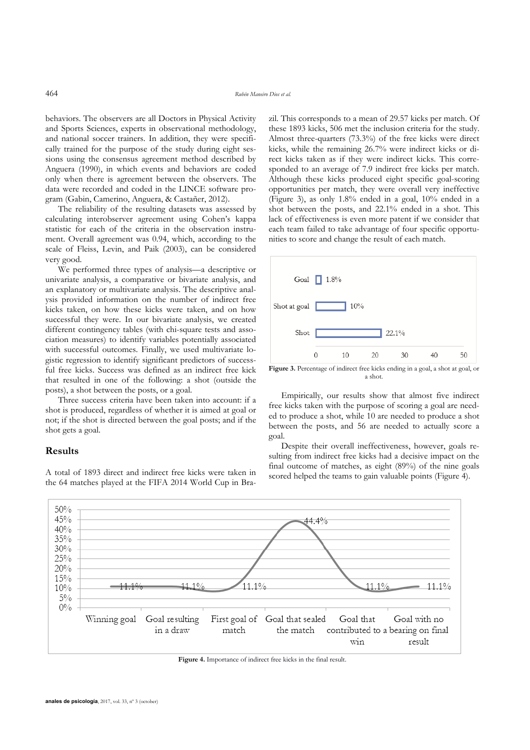behaviors. The observers are all Doctors in Physical Activity and Sports Sciences, experts in observational methodology, and national soccer trainers. In addition, they were specifically trained for the purpose of the study during eight sessions using the consensus agreement method described by Anguera (1990), in which events and behaviors are coded only when there is agreement between the observers. The data were recorded and coded in the LINCE software program (Gabin, Camerino, Anguera, & Castañer, 2012).

The reliability of the resulting datasets was assessed by calculating interobserver agreement using Cohen's kappa statistic for each of the criteria in the observation instrument. Overall agreement was 0.94, which, according to the scale of Fleiss, Levin, and Paik (2003), can be considered very good.

We performed three types of analysis—a descriptive or univariate analysis, a comparative or bivariate analysis, and an explanatory or multivariate analysis. The descriptive analysis provided information on the number of indirect free kicks taken, on how these kicks were taken, and on how successful they were. In our bivariate analysis, we created different contingency tables (with chi-square tests and association measures) to identify variables potentially associated with successful outcomes. Finally, we used multivariate logistic regression to identify significant predictors of successful free kicks. Success was defined as an indirect free kick that resulted in one of the following: a shot (outside the posts), a shot between the posts, or a goal.

Three success criteria have been taken into account: if a shot is produced, regardless of whether it is aimed at goal or not; if the shot is directed between the goal posts; and if the shot gets a goal.

## Results

A total of 1893 direct and indirect free kicks were taken in the 64 matches played at the FIFA 2014 World Cup in Brazil. This corresponds to a mean of 29.57 kicks per match. Of these 1893 kicks, 506 met the inclusion criteria for the study. Almost three-quarters (73.3%) of the free kicks were direct kicks, while the remaining 26.7% were indirect kicks or direct kicks taken as if they were indirect kicks. This corresponded to an average of 7.9 indirect free kicks per match. Although these kicks produced eight specific goal-scoring opportunities per match, they were overall very ineffective (Figure 3), as only 1.8% ended in a goal, 10% ended in a shot between the posts, and 22.1% ended in a shot. This lack of effectiveness is even more patent if we consider that each team failed to take advantage of four specific opportunities to score and change the result of each match.

**Figure 3.** Percentage of indirect free kicks ending in a goal, a shot at goal, or a shot.

Empirically, our results show that almost five indirect free kicks taken with the purpose of scoring a goal are needed to produce a shot, while 10 are needed to produce a shot between the posts, and 56 are needed to actually score a goal.

Despite their overall ineffectiveness, however, goals resulting from indirect free kicks had a decisive impact on the final outcome of matches, as eight (89%) of the nine goals scored helped the teams to gain valuable points (Figure 4).

**Figure 4.** Importance of indirect free kicks in the final result.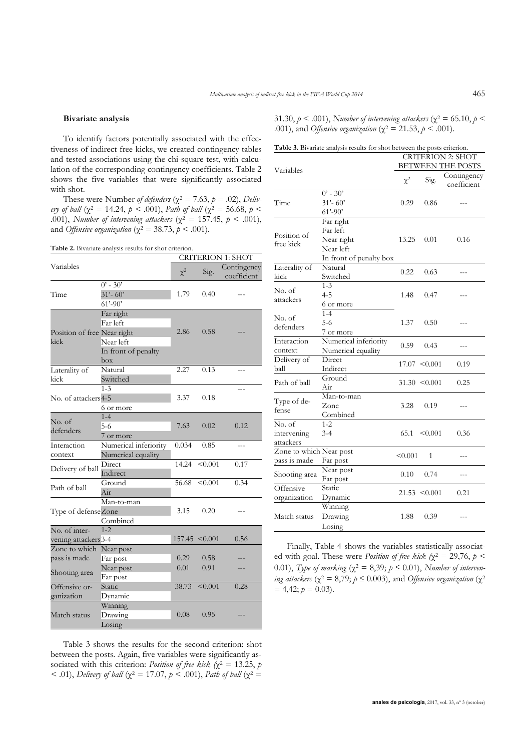### Bivariate analysis

To identify factors potentially associated with the effectiveness of indirect free kicks, we created contingency tables and tested associations using the chi-square test, with calculation of the corresponding contingency coefficients. Table 2 shows the five variables that were significantly associated with shot.

These were Number *of defenders* ($\chi^2 = 7.63$, $p = .02$), *Delivery of ball* ($\chi^2 = 14.24$, $p < .001$), *Path of ball* ($\chi^2 = 56.68$, $p < .001$), *Number of intervening attackers* ($\chi^2 = 157.45$, $p < .001$), and *Offensive organization* ($\chi^2 = 38.73$, $p < .001$).

**Table 2.** Bivariate analysis results for shot criterion.

| Variables | | CRITERION 1: SHOT | | |
|---|---|---|---|---|
| | | $\chi^2$ | Sig. | Contingency coefficient |
| Time | 0' - 30'<br>31'- 60'<br>61'-90' | 1.79 | 0.40 | --- |
| Position of free kick | Far right<br>Far left<br>Near right<br>Near left<br>In front of penalty box | 2.86 | 0.58 | --- |
| Laterality of kick | Natural<br>Switched | 2.27 | 0.13 | --- |
| No. of attackers | 1-3<br>4-5<br>6 or more | 3.37 | 0.18 | --- |
| No. of defenders | 1-4<br>5-6<br>7 or more | 7.63 | 0.02 | 0.12 |
| Interaction context | Numerical inferiority<br>Numerical equality | 0.034 | 0.85 | --- |
| Delivery of ball | Direct<br>Indirect | 14.24 | <0.001 | 0.17 |
| Path of ball | Ground<br>Air | 56.68 | <0.001 | 0.34 |
| Type of defense | Man-to-man<br>Zone<br>Combined | 3.15 | 0.20 | --- |
| No. of intervening attackers | 1-2<br>3-4 | 157.45 | <0.001 | 0.56 |
| Zone to which pass is made | Near post<br>Far post | 0.29 | 0.58 | --- |
| Shooting area | Near post<br>Far post | 0.01 | 0.91 | --- |
| Offensive organization | Static<br>Dynamic | 38.73 | <0.001 | 0.28 |
| Match status | Winning<br>Drawing<br>Losing | 0.08 | 0.95 | --- |

Table 3 shows the results for the second criterion: shot between the posts. Again, five variables were significantly associated with this criterion: *Position of free kick* ($\chi^2 = 13.25$, $p < .01$), *Delivery of ball* ($\chi^2 = 17.07$, $p < .001$), *Path of ball* ($\chi^2 = 31.30$, $p < .001$), *Number of intervening attackers* ($\chi^2 = 65.10$, $p < .001$), and *Offensive organization* ($\chi^2 = 21.53$, $p < .001$).

**Table 3.** Bivariate analysis results for shot between the posts criterion.

| Variables | | CRITERION 2: SHOT BETWEEN THE POSTS | | |
|---|---|---|---|---|
| | | $\chi^2$ | Sig. | Contingency coefficient |
| Time | 0' - 30'<br>31'- 60'<br>61'-90' | 0.29 | 0.86 | --- |
| Position of free kick | Far right<br>Far left<br>Near right<br>Near left<br>In front of penalty box | 13.25 | 0.01 | 0.16 |
| Laterality of kick | Natural<br>Switched | 0.22 | 0.63 | --- |
| No. of attackers | 1-3<br>4-5<br>6 or more | 1.48 | 0.47 | --- |
| No. of defenders | 1-4<br>5-6<br>7 or more | 1.37 | 0.50 | --- |
| Interaction context | Numerical inferiority<br>Numerical equality | 0.59 | 0.43 | --- |
| Delivery of ball | Direct<br>Indirect | 17.07 | <0.001 | 0.19 |
| Path of ball | Ground<br>Air | 31.30 | <0.001 | 0.25 |
| Type of defense | Man-to-man<br>Zone<br>Combined | 3.28 | 0.19 | --- |
| No. of intervening attackers | 1-2<br>3-4 | 65.1 | <0.001 | 0.36 |
| Zone to which pass is made | Near post<br>Far post | <0.001 | 1 | --- |
| Shooting area | Near post<br>Far post | 0.10 | 0.74 | --- |
| Offensive organization | Static<br>Dynamic | 21.53 | <0.001 | 0.21 |
| Match status | Winning<br>Drawing<br>Losing | 1.88 | 0.39 | --- |

Finally, Table 4 shows the variables statistically associated with goal. These were *Position of free kick* ($\chi^2 = 29{,}76$, $p < 0.01$), *Type of marking* ($\chi^2 = 8{,}39$; $p \leq 0.01$), *Number of intervening attackers* ($\chi^2 = 8{,}79$; $p \leq 0.003$), and *Offensive organization* ($\chi^2 = 4{,}42$; $p = 0.03$).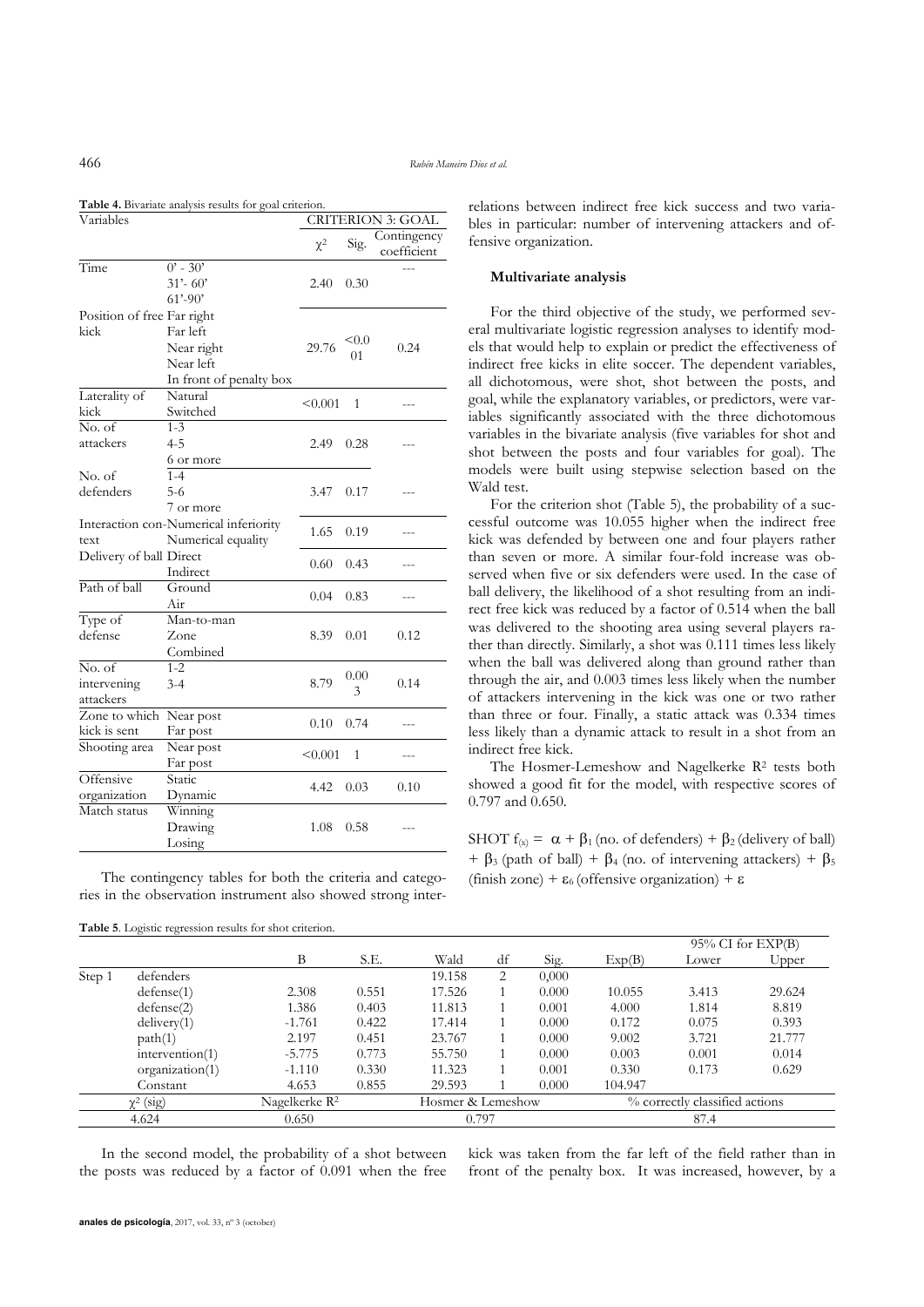**Table 4.** Bivariate analysis results for goal criterion.

| Variables | | CRITERION 3: GOAL | | |
|---|---|---|---|---|
| | | $\chi^2$ | Sig. | Contingency coefficient |
| Time | 0' - 30'<br>31'- 60'<br>61'-90' | 2.40 | 0.30 | --- |
| Position of free kick | Far right<br>Far left<br>Near right<br>Near left<br>In front of penalty box | 29.76 | <0.001 | 0.24 |
| Laterality of kick | Natural<br>Switched | <0.001 | 1 | --- |
| No. of attackers | 1-3<br>4-5<br>6 or more | 2.49 | 0.28 | --- |
| No. of defenders | 1-4<br>5-6<br>7 or more | 3.47 | 0.17 | --- |
| Interaction context | Numerical inferiority<br>Numerical equality | 1.65 | 0.19 | --- |
| Delivery of ball | Direct<br>Indirect | 0.60 | 0.43 | --- |
| Path of ball | Ground<br>Air | 0.04 | 0.83 | --- |
| Type of defense | Man-to-man<br>Zone<br>Combined | 8.39 | 0.01 | 0.12 |
| No. of intervening attackers | 1-2<br>3-4 | 8.79 | 0.003 | 0.14 |
| Zone to which kick is sent | Near post<br>Far post | 0.10 | 0.74 | --- |
| Shooting area | Near post<br>Far post | <0.001 | 1 | --- |
| Offensive organization | Static<br>Dynamic | 4.42 | 0.03 | 0.10 |
| Match status | Winning<br>Drawing<br>Losing | 1.08 | 0.58 | --- |

The contingency tables for both the criteria and categories in the observation instrument also showed strong interrelations between indirect free kick success and two variables in particular: number of intervening attackers and offensive organization.

### Multivariate analysis

For the third objective of the study, we performed several multivariate logistic regression analyses to identify models that would help to explain or predict the effectiveness of indirect free kicks in elite soccer. The dependent variables, all dichotomous, were shot, shot between the posts, and goal, while the explanatory variables, or predictors, were variables significantly associated with the three dichotomous variables in the bivariate analysis (five variables for shot and shot between the posts and four variables for goal). The models were built using stepwise selection based on the Wald test.

For the criterion shot (Table 5), the probability of a successful outcome was 10.055 higher when the indirect free kick was defended by between one and four players rather than seven or more. A similar four-fold increase was observed when five or six defenders were used. In the case of ball delivery, the likelihood of a shot resulting from an indirect free kick was reduced by a factor of 0.514 when the ball was delivered to the shooting area using several players rather than directly. Similarly, a shot was 0.111 times less likely when the ball was delivered along than ground rather than through the air, and 0.003 times less likely when the number of attackers intervening in the kick was one or two rather than three or four. Finally, a static attack was 0.334 times less likely than a dynamic attack to result in a shot from an indirect free kick.

The Hosmer-Lemeshow and Nagelkerke $R^2$ tests both showed a good fit for the model, with respective scores of 0.797 and 0.650.

$$\text{SHOT } f_{(x)} = \alpha + \beta_1 (\text{no. of defenders}) + \beta_2 (\text{delivery of ball}) + \beta_3 (\text{path of ball}) + \beta_4 (\text{no. of intervening attackers}) + \beta_5 (\text{finish zone}) + \varepsilon_6 (\text{offensive organization}) + \varepsilon$$

**Table 5**. Logistic regression results for shot criterion.

| | | B | S.E. | Wald | df | Sig. | Exp(B) | 95% CI for EXP(B) Lower | Upper |
|---|---|---|---|---|---|---|---|---|---|
| Step 1 | defenders | | | 19.158 | 2 | 0,000 | | | |
| | defense(1) | 2.308 | 0.551 | 17.526 | 1 | 0.000 | 10.055 | 3.413 | 29.624 |
| | defense(2) | 1.386 | 0.403 | 11.813 | 1 | 0.001 | 4.000 | 1.814 | 8.819 |
| | delivery(1) | -1.761 | 0.422 | 17.414 | 1 | 0.000 | 0.172 | 0.075 | 0.393 |
| | path(1) | 2.197 | 0.451 | 23.767 | 1 | 0.000 | 9.002 | 3.721 | 21.777 |
| | intervention(1) | -5.775 | 0.773 | 55.750 | 1 | 0.000 | 0.003 | 0.001 | 0.014 |
| | organization(1) | -1.110 | 0.330 | 11.323 | 1 | 0.001 | 0.330 | 0.173 | 0.629 |
| | Constant | 4.653 | 0.855 | 29.593 | 1 | 0.000 | 104.947 | | |
| $\chi^2$ (sig) | | Nagelkerke $R^2$ | | Hosmer & Lemeshow | | | % correctly classified actions | | |
| 4.624 | | 0.650 | | 0.797 | | | 87.4 | | |

In the second model, the probability of a shot between the posts was reduced by a factor of 0.091 when the free kick was taken from the far left of the field rather than in front of the penalty box. It was increased, however, by a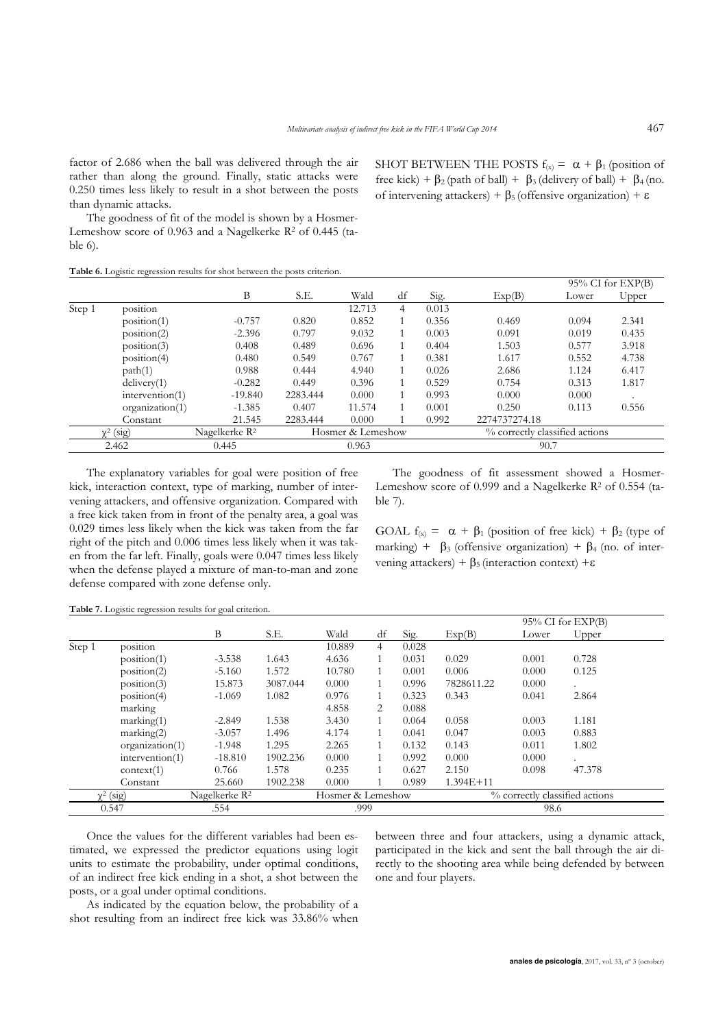factor of 2.686 when the ball was delivered through the air rather than along the ground. Finally, static attacks were 0.250 times less likely to result in a shot between the posts than dynamic attacks.

The goodness of fit of the model is shown by a Hosmer-Lemeshow score of 0.963 and a Nagelkerke $R^2$ of 0.445 (table 6).

SHOT BETWEEN THE POSTS $f_{(x)} = \alpha + \beta_1$ (position of free kick) + $\beta_2$ (path of ball) + $\beta_3$ (delivery of ball) + $\beta_4$ (no. of intervening attackers) + $\beta_5$ (offensive organization) + $\varepsilon$

**Table 6.** Logistic regression results for shot between the posts criterion.

| | | B | S.E. | Wald | df | Sig. | Exp(B) | 95% CI for EXP(B) | |
|---|---|---|---|---|---|---|---|---|---|
| | | | | | | | | Lower | Upper |
| Step 1 | position | | | 12.713 | 4 | 0.013 | | | |
| | position(1) | -0.757 | 0.820 | 0.852 | 1 | 0.356 | 0.469 | 0.094 | 2.341 |
| | position(2) | -2.396 | 0.797 | 9.032 | 1 | 0.003 | 0.091 | 0.019 | 0.435 |
| | position(3) | 0.408 | 0.489 | 0.696 | 1 | 0.404 | 1.503 | 0.577 | 3.918 |
| | position(4) | 0.480 | 0.549 | 0.767 | 1 | 0.381 | 1.617 | 0.552 | 4.738 |
| | path(1) | 0.988 | 0.444 | 4.940 | 1 | 0.026 | 2.686 | 1.124 | 6.417 |
| | delivery(1) | -0.282 | 0.449 | 0.396 | 1 | 0.529 | 0.754 | 0.313 | 1.817 |
| | intervention(1) | -19.840 | 2283.444 | 0.000 | 1 | 0.993 | 0.000 | 0.000 | . |
| | organization(1) | -1.385 | 0.407 | 11.574 | 1 | 0.001 | 0.250 | 0.113 | 0.556 |
| | Constant | 21.545 | 2283.444 | 0.000 | 1 | 0.992 | 2274737274.18 | | |
| $\chi^2$ (sig) | | Nagelkerke $R^2$ | | Hosmer & Lemeshow | | | % correctly classified actions | | |
| 2.462 | | 0.445 | | 0.963 | | | 90.7 | | |

The explanatory variables for goal were position of free kick, interaction context, type of marking, number of intervening attackers, and offensive organization. Compared with a free kick taken from in front of the penalty area, a goal was 0.029 times less likely when the kick was taken from the far right of the pitch and 0.006 times less likely when it was taken from the far left. Finally, goals were 0.047 times less likely when the defense played a mixture of man-to-man and zone defense compared with zone defense only.

The goodness of fit assessment showed a Hosmer-Lemeshow score of 0.999 and a Nagelkerke $R^2$ of 0.554 (table 7).

GOAL $f_{(x)} = \alpha + \beta_1$ (position of free kick) + $\beta_2$ (type of marking) + $\beta_3$ (offensive organization) + $\beta_4$ (no. of intervening attackers) + $\beta_5$ (interaction context) + $\varepsilon$

**Table 7.** Logistic regression results for goal criterion.

| | | B | S.E. | Wald | df | Sig. | Exp(B) | 95% CI for EXP(B) | |
|---|---|---|---|---|---|---|---|---|---|
| | | | | | | | | Lower | Upper |
| Step 1 | position | | | 10.889 | 4 | 0.028 | | | |
| | position(1) | -3.538 | 1.643 | 4.636 | 1 | 0.031 | 0.029 | 0.001 | 0.728 |
| | position(2) | -5.160 | 1.572 | 10.780 | 1 | 0.001 | 0.006 | 0.000 | 0.125 |
| | position(3) | 15.873 | 3087.044 | 0.000 | 1 | 0.996 | 7828611.22 | 0.000 | . |
| | position(4) | -1.069 | 1.082 | 0.976 | 1 | 0.323 | 0.343 | 0.041 | 2.864 |
| | marking | | | 4.858 | 2 | 0.088 | | | |
| | marking(1) | -2.849 | 1.538 | 3.430 | 1 | 0.064 | 0.058 | 0.003 | 1.181 |
| | marking(2) | -3.057 | 1.496 | 4.174 | 1 | 0.041 | 0.047 | 0.003 | 0.883 |
| | organization(1) | -1.948 | 1.295 | 2.265 | 1 | 0.132 | 0.143 | 0.011 | 1.802 |
| | intervention(1) | -18.810 | 1902.236 | 0.000 | 1 | 0.992 | 0.000 | 0.000 | . |
| | context(1) | 0.766 | 1.578 | 0.235 | 1 | 0.627 | 2.150 | 0.098 | 47.378 |
| | Constant | 25.660 | 1902.238 | 0.000 | 1 | 0.989 | 1.394E+11 | | |
| $\chi^2$ (sig) | | Nagelkerke $R^2$ | | Hosmer & Lemeshow | | | % correctly classified actions | | |
| 0.547 | | .554 | | .999 | | | 98.6 | | |

Once the values for the different variables had been estimated, we expressed the predictor equations using logit units to estimate the probability, under optimal conditions, of an indirect free kick ending in a shot, a shot between the posts, or a goal under optimal conditions.

As indicated by the equation below, the probability of a shot resulting from an indirect free kick was 33.86% when between three and four attackers, using a dynamic attack, participated in the kick and sent the ball through the air directly to the shooting area while being defended by between one and four players.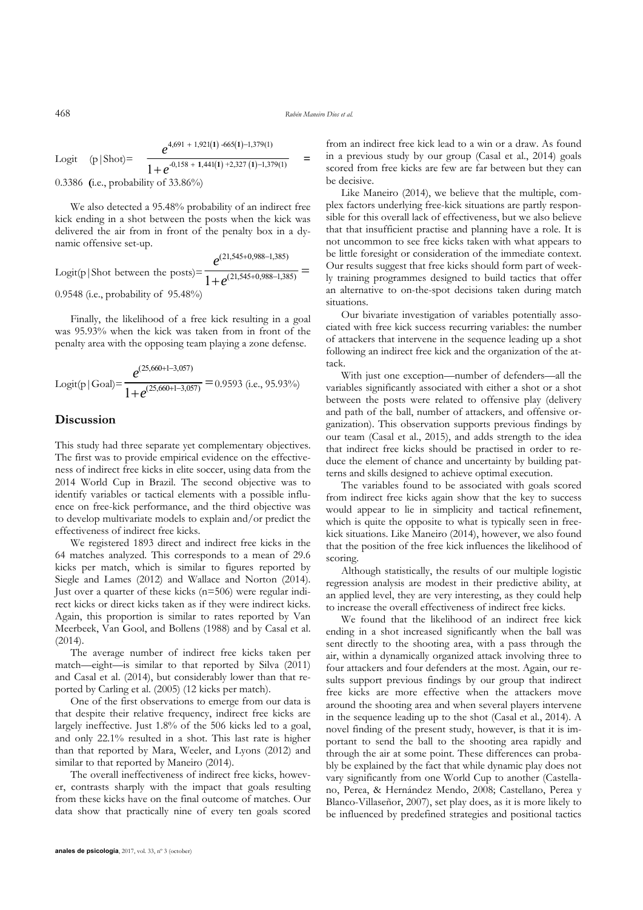$$\text{Logit} \quad (p|\text{Shot}) = \frac{e^{4{,}691\ +\ 1{,}921(\mathbf{1})\ -665(\mathbf{1}) - 1{,}379(1)}}{1 + e^{-0{,}158\ +\ \mathbf{1}{,}441(\mathbf{1})\ +2{,}327\ (\mathbf{1}) - 1{,}379(1)}} =$$

0.3386 **(**i.e., probability of 33.86%)

We also detected a 95.48% probability of an indirect free kick ending in a shot between the posts when the kick was delivered the air from in front of the penalty box in a dynamic offensive set-up.

$$\text{Logit}(p|\text{Shot between the posts}) = \frac{e^{(21{,}545 + 0{,}988 - 1{,}385)}}{1 + e^{(21{,}545 + 0{,}988 - 1{,}385)}} =$$

0.9548 (i.e., probability of 95.48%)

Finally, the likelihood of a free kick resulting in a goal was 95.93% when the kick was taken from in front of the penalty area with the opposing team playing a zone defense.

$$\text{Logit}(p|\text{Goal}) = \frac{e^{(25{,}660 + 1 - 3{,}057)}}{1 + e^{(25{,}660 + 1 - 3{,}057)}} = 0.9593 \text{ (i.e., 95.93\%)}$$

## Discussion

This study had three separate yet complementary objectives. The first was to provide empirical evidence on the effectiveness of indirect free kicks in elite soccer, using data from the 2014 World Cup in Brazil. The second objective was to identify variables or tactical elements with a possible influence on free-kick performance, and the third objective was to develop multivariate models to explain and/or predict the effectiveness of indirect free kicks.

We registered 1893 direct and indirect free kicks in the 64 matches analyzed. This corresponds to a mean of 29.6 kicks per match, which is similar to figures reported by Siegle and Lames (2012) and Wallace and Norton (2014). Just over a quarter of these kicks (n=506) were regular indirect kicks or direct kicks taken as if they were indirect kicks. Again, this proportion is similar to rates reported by Van Meerbeek, Van Gool, and Bollens (1988) and by Casal et al. (2014).

The average number of indirect free kicks taken per match—eight—is similar to that reported by Silva (2011) and Casal et al. (2014), but considerably lower than that reported by Carling et al. (2005) (12 kicks per match).

One of the first observations to emerge from our data is that despite their relative frequency, indirect free kicks are largely ineffective. Just 1.8% of the 506 kicks led to a goal, and only 22.1% resulted in a shot. This last rate is higher than that reported by Mara, Weeler, and Lyons (2012) and similar to that reported by Maneiro (2014).

The overall ineffectiveness of indirect free kicks, however, contrasts sharply with the impact that goals resulting from these kicks have on the final outcome of matches. Our data show that practically nine of every ten goals scored from an indirect free kick lead to a win or a draw. As found in a previous study by our group (Casal et al., 2014) goals scored from free kicks are few are far between but they can be decisive.

Like Maneiro (2014), we believe that the multiple, complex factors underlying free-kick situations are partly responsible for this overall lack of effectiveness, but we also believe that that insufficient practise and planning have a role. It is not uncommon to see free kicks taken with what appears to be little foresight or consideration of the immediate context. Our results suggest that free kicks should form part of weekly training programmes designed to build tactics that offer an alternative to on-the-spot decisions taken during match situations.

Our bivariate investigation of variables potentially associated with free kick success recurring variables: the number of attackers that intervene in the sequence leading up a shot following an indirect free kick and the organization of the attack.

With just one exception—number of defenders—all the variables significantly associated with either a shot or a shot between the posts were related to offensive play (delivery and path of the ball, number of attackers, and offensive organization). This observation supports previous findings by our team (Casal et al., 2015), and adds strength to the idea that indirect free kicks should be practised in order to reduce the element of chance and uncertainty by building patterns and skills designed to achieve optimal execution.

The variables found to be associated with goals scored from indirect free kicks again show that the key to success would appear to lie in simplicity and tactical refinement, which is quite the opposite to what is typically seen in free-kick situations. Like Maneiro (2014), however, we also found that the position of the free kick influences the likelihood of scoring.

Although statistically, the results of our multiple logistic regression analysis are modest in their predictive ability, at an applied level, they are very interesting, as they could help to increase the overall effectiveness of indirect free kicks.

We found that the likelihood of an indirect free kick ending in a shot increased significantly when the ball was sent directly to the shooting area, with a pass through the air, within a dynamically organized attack involving three to four attackers and four defenders at the most. Again, our results support previous findings by our group that indirect free kicks are more effective when the attackers move around the shooting area and when several players intervene in the sequence leading up to the shot (Casal et al., 2014). A novel finding of the present study, however, is that it is important to send the ball to the shooting area rapidly and through the air at some point. These differences can probably be explained by the fact that while dynamic play does not vary significantly from one World Cup to another (Castellano, Perea, & Hernández Mendo, 2008; Castellano, Perea y Blanco-Villaseñor, 2007), set play does, as it is more likely to be influenced by predefined strategies and positional tactics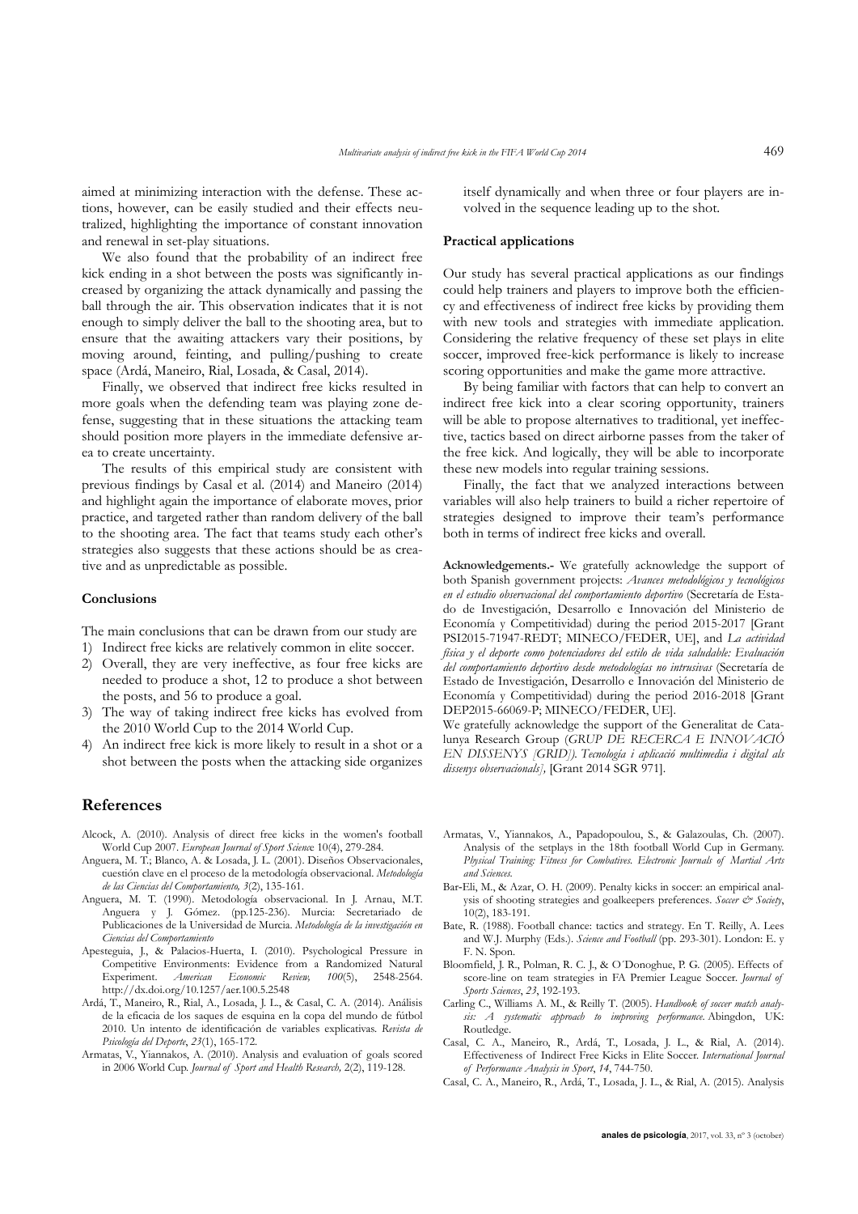aimed at minimizing interaction with the defense. These actions, however, can be easily studied and their effects neutralized, highlighting the importance of constant innovation and renewal in set-play situations.

We also found that the probability of an indirect free kick ending in a shot between the posts was significantly increased by organizing the attack dynamically and passing the ball through the air. This observation indicates that it is not enough to simply deliver the ball to the shooting area, but to ensure that the awaiting attackers vary their positions, by moving around, feinting, and pulling/pushing to create space (Ardá, Maneiro, Rial, Losada, & Casal, 2014).

Finally, we observed that indirect free kicks resulted in more goals when the defending team was playing zone defense, suggesting that in these situations the attacking team should position more players in the immediate defensive area to create uncertainty.

The results of this empirical study are consistent with previous findings by Casal et al. (2014) and Maneiro (2014) and highlight again the importance of elaborate moves, prior practice, and targeted rather than random delivery of the ball to the shooting area. The fact that teams study each other's strategies also suggests that these actions should be as creative and as unpredictable as possible.

### Conclusions

The main conclusions that can be drawn from our study are

1) Indirect free kicks are relatively common in elite soccer.
2) Overall, they are very ineffective, as four free kicks are needed to produce a shot, 12 to produce a shot between the posts, and 56 to produce a goal.
3) The way of taking indirect free kicks has evolved from the 2010 World Cup to the 2014 World Cup.
4) An indirect free kick is more likely to result in a shot or a shot between the posts when the attacking side organizes itself dynamically and when three or four players are involved in the sequence leading up to the shot.

### Practical applications

Our study has several practical applications as our findings could help trainers and players to improve both the efficiency and effectiveness of indirect free kicks by providing them with new tools and strategies with immediate application. Considering the relative frequency of these set plays in elite soccer, improved free-kick performance is likely to increase scoring opportunities and make the game more attractive.

By being familiar with factors that can help to convert an indirect free kick into a clear scoring opportunity, trainers will be able to propose alternatives to traditional, yet ineffective, tactics based on direct airborne passes from the taker of the free kick. And logically, they will be able to incorporate these new models into regular training sessions.

Finally, the fact that we analyzed interactions between variables will also help trainers to build a richer repertoire of strategies designed to improve their team's performance both in terms of indirect free kicks and overall.

**Acknowledgements.-** We gratefully acknowledge the support of both Spanish government projects: *Avances metodológicos y tecnológicos en el estudio observacional del comportamiento deportivo* (Secretaría de Estado de Investigación, Desarrollo e Innovación del Ministerio de Economía y Competitividad) during the period 2015-2017 [Grant PSI2015-71947-REDT; MINECO/FEDER, UE], and *La actividad física y el deporte como potenciadores del estilo de vida saludable: Evaluación del comportamiento deportivo desde metodologías no intrusivas* (Secretaría de Estado de Investigación, Desarrollo e Innovación del Ministerio de Economía y Competitividad) during the period 2016-2018 [Grant DEP2015-66069-P; MINECO/FEDER, UE].
We gratefully acknowledge the support of the Generalitat de Catalunya Research Group (*GRUP DE RECERCA E INNOVACIÓ EN DISSENYS [GRID]). Tecnología i aplicació multimedia i digital als dissenys observacionals],* [Grant 2014 SGR 971].

## References

Alcock, A. (2010). Analysis of direct free kicks in the women's football World Cup 2007. *European Journal of Sport Science* 10(4), 279-284.

Anguera, M. T.; Blanco, A. & Losada, J. L. (2001). Diseños Observacionales, cuestión clave en el proceso de la metodología observacional. *Metodología de las Ciencias del Comportamiento, 3*(2), 135-161.

Anguera, M. T. (1990). Metodología observacional. In J. Arnau, M.T. Anguera y J. Gómez. (pp.125-236). Murcia: Secretariado de Publicaciones de la Universidad de Murcia. *Metodología de la investigación en Ciencias del Comportamiento*

Apesteguia, J., & Palacios-Huerta, I. (2010). Psychological Pressure in Competitive Environments: Evidence from a Randomized Natural Experiment. *American Economic Review, 100*(5), 2548-2564. http://dx.doi.org/10.1257/aer.100.5.2548

Ardá, T., Maneiro, R., Rial, A., Losada, J. L., & Casal, C. A. (2014). Análisis de la eficacia de los saques de esquina en la copa del mundo de fútbol 2010. Un intento de identificación de variables explicativas. *Revista de Psicología del Deporte*, *23*(1), 165-172.

Armatas, V., Yiannakos, A. (2010). Analysis and evaluation of goals scored in 2006 World Cup. *Journal of Sport and Health Research,* 2(2), 119-128.

Armatas, V., Yiannakos, A., Papadopoulou, S., & Galazoulas, Ch. (2007). Analysis of the setplays in the 18th football World Cup in Germany. *Physical Training: Fitness for Combatives. Electronic Journals of Martial Arts and Sciences.*

Bar-Eli, M., & Azar, O. H. (2009). Penalty kicks in soccer: an empirical analysis of shooting strategies and goalkeepers preferences. *Soccer & Society*, 10(2), 183-191.

Bate, R. (1988). Football chance: tactics and strategy. En T. Reilly, A. Lees and W.J. Murphy (Eds.). *Science and Football* (pp. 293-301). London: E. y F. N. Spon.

Bloomfield, J. R., Polman, R. C. J., & O´Donoghue, P. G. (2005). Effects of score-line on team strategies in FA Premier League Soccer. *Journal of Sports Sciences*, *23*, 192-193.

Carling C., Williams A. M., & Reilly T. (2005). *Handbook of soccer match analysis: A systematic approach to improving performance.* Abingdon, UK: Routledge.

Casal, C. A., Maneiro, R., Ardá, T., Losada, J. L., & Rial, A. (2014). Effectiveness of Indirect Free Kicks in Elite Soccer. *International Journal of Performance Analysis in Sport*, *14*, 744-750.

Casal, C. A., Maneiro, R., Ardá, T., Losada, J. L., & Rial, A. (2015). Analysis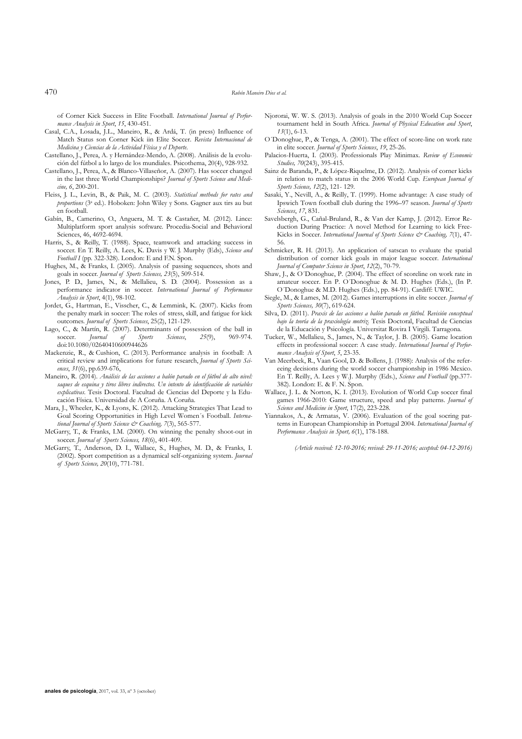of Corner Kick Success in Elite Football. *International Journal of Performance Analysis in Sport*, *15*, 430-451.

Casal, C.A., Losada, J.L., Maneiro, R., & Ardá, T. (in press) Influence of Match Status son Corner Kick iin Elite Soccer. *Revista Internacional de Medicina y Ciencias de la Actividad Física y el Deporte*.

Castellano, J., Perea, A. y Hernández-Mendo, A. (2008). Análisis de la evolución del fútbol a lo largo de los mundiales. Psicothema, 20(4), 928-932.

Castellano, J., Perea, A., & Blanco-Villaseñor, A. (2007). Has soccer changed in the last three World Championships? *Journal of Sports Science and Medicine, 6*, 200-201.

Fleiss, J. L., Levin, B., & Paik, M. C. (2003). *Statistical methods for rates and proportions* (3ª ed.). Hoboken: John Wiley y Sons. Gagner aux tirs au but en football.

Gabín, B., Camerino, O., Anguera, M. T. & Castañer, M. (2012). Lince: Multiplatform sport analysis software. Procedia-Social and Behavioral Sciences, 46, 4692-4694.

Harris, S., & Reilly, T. (1988). Space, teamwork and attacking success in soccer. En T. Reilly, A. Lees, K. Davis y W. J. Murphy (Eds), *Science and Football I* (pp. 322-328). London: E and F.N. Spon.

Hughes, M., & Franks, I. (2005). Analysis of passing sequences, shots and goals in soccer. *Journal of Sports Sciences, 23*(5), 509-514.

Jones, P. D., James, N., & Mellalieu, S. D. (2004). Possession as a performance indicator in soccer. *International Journal of Performance Analysis in Sport*, 4(1), 98-102.

Jordet, G., Hartman, E., Visscher, C., & Lemmink, K. (2007). Kicks from the penalty mark in soccer: The roles of stress, skill, and fatigue for kick outcomes. *Journal of Sports Sciences*, 25(2), 121-129.

Lago, C., & Martín, R. (2007). Determinants of possession of the ball in soccer. *Journal of Sports Sciences*, *25*(9), 969-974. doi:10.1080/02640410600944626

Mackenzie, R., & Cushion, C. (2013). Performance analysis in football: A critical review and implications for future research, *Journal of Sports Sciences*, *31*(6), pp.639-676,

Maneiro, R. (2014). *Análisis de las acciones a balón parado en el fútbol de alto nivel: saques de esquina y tiros libres indirectos. Un intento de identificación de variables explicativas.* Tesis Doctoral. Facultad de Ciencias del Deporte y la Educación Física. Universidad de A Coruña. A Coruña.

Mara, J., Wheeler, K., & Lyons, K. (2012). Attacking Strategies That Lead to Goal Scoring Opportunities in High Level Women´s Football. *International Journal of Sports Science & Coaching, 7*(3), 565-577.

McGarry, T., & Franks, I.M. (2000). On winning the penalty shoot-out in soccer. *Journal of Sports Sciences, 18*(6), 401-409.

McGarry, T., Anderson, D. I., Wallace, S., Hughes, M. D., & Franks, I. (2002). Sport competition as a dynamical self-organizing system. *Journal of Sports Science, 20*(10), 771-781.

Njororai, W. W. S. (2013). Analysis of goals in the 2010 World Cup Soccer tournament held in South Africa. *Journal of Physical Education and Sport*, *13*(1), 6-13.

O´Donoghue, P., & Tenga, A. (2001). The effect of score-line on work rate in elite soccer. *Journal of Sports Sciences*, *19*, 25-26.

Palacios-Huerta, I. (2003). Professionals Play Minimax. *Review of Economic Studies, 70*(243), 395-415.

Sainz de Baranda, P., & López-Riquelme, D. (2012). Analysis of corner kicks in relation to match status in the 2006 World Cup. *European Journal of Sports Science, 12*(2), 121- 129.

Sasaki, Y., Nevill, A., & Reilly, T. (1999). Home advantage: A case study of Ipswich Town football club during the 1996–97 season. *Journal of Sports Sciences*, *17*, 831.

Savelsbergh, G., Cañal-Bruland, R., & Van der Kamp, J. (2012). Error Reduction During Practice: A novel Method for Learning to kick Free-Kicks in Soccer. *International Journal of Sports Science & Coaching, 7*(1), 47-56.

Schmicker, R. H. (2013). An application of satscan to evaluate the spatial distribution of corner kick goals in major league soccer. *International Journal of Computer Science in Sport*, *12*(2), 70-79.

Shaw, J., & O´Donoghue, P. (2004). The effect of scoreline on work rate in amateur soccer. En P. O´Donoghue & M. D. Hughes (Eds.), (In P. O´Donoghue & M.D. Hughes (Eds.), pp. 84-91). Cardiff: UWIC.

Siegle, M., & Lames, M. (2012). Games interruptions in elite soccer. *Journal of Sports Sciences, 30*(7), 619-624.

Silva, D. (2011). *Praxis de las acciones a balón parado en fútbol. Revisión conceptual bajo la teoría de la praxiología motriz*. Tesis Doctoral, Facultad de Ciencias de la Educación y Psicología. Universitat Rovira I Virgili. Tarragona.

Tucker, W., Mellalieu, S., James, N., & Taylor, J. B. (2005). Game location effects in professional soccer: A case study. *International Journal of Performance Analysis of Sport*, *5*, 23-35.

Van Meerbeek, R., Vaan Gool, D. & Bollens, J. (1988): Analysis of the refereeing decisions during the world soccer championship in 1986 Mexico. En T. Reilly, A. Lees y W.J. Murphy (Eds.), *Science and Football* (pp.377-382). London: E. & F. N. Spon.

Wallace, J. L. & Norton, K. I. (2013). Evolution of World Cup soccer final games 1966-2010: Game structure, speed and play patterns. *Journal of Science and Medicine in Sport*, 17(2), 223-228.

Yiannakos, A., & Armatas, V. (2006). Evaluation of the goal socring patterns in European Championship in Portugal 2004. *International Journal of Performance Analysis in Sport, 6*(1), 178-188.

*(Article received: 12-10-2016; revised: 29-11-2016; accepted: 04-12-2016)*